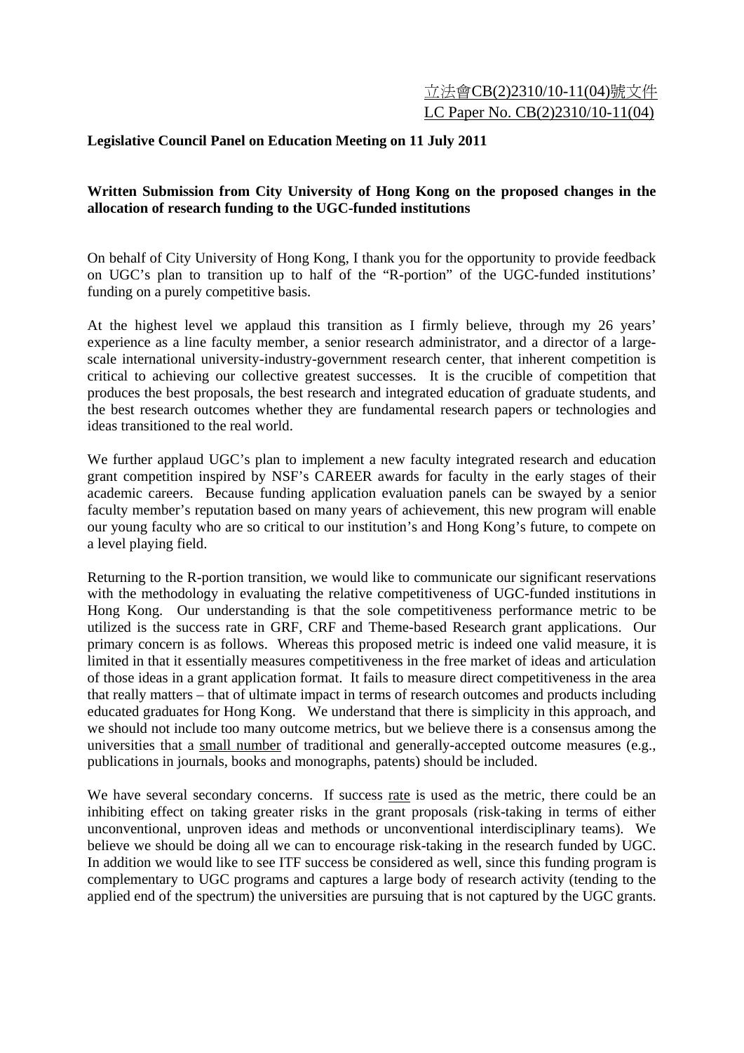立法會CB(2)2310/10-11(04)號文件
LC Paper No. CB(2)2310/10-11(04)

**Legislative Council Panel on Education Meeting on 11 July 2011**

**Written Submission from City University of Hong Kong on the proposed changes in the allocation of research funding to the UGC-funded institutions**

On behalf of City University of Hong Kong, I thank you for the opportunity to provide feedback on UGC's plan to transition up to half of the "R-portion" of the UGC-funded institutions' funding on a purely competitive basis.

At the highest level we applaud this transition as I firmly believe, through my 26 years' experience as a line faculty member, a senior research administrator, and a director of a large-scale international university-industry-government research center, that inherent competition is critical to achieving our collective greatest successes. It is the crucible of competition that produces the best proposals, the best research and integrated education of graduate students, and the best research outcomes whether they are fundamental research papers or technologies and ideas transitioned to the real world.

We further applaud UGC's plan to implement a new faculty integrated research and education grant competition inspired by NSF's CAREER awards for faculty in the early stages of their academic careers. Because funding application evaluation panels can be swayed by a senior faculty member's reputation based on many years of achievement, this new program will enable our young faculty who are so critical to our institution's and Hong Kong's future, to compete on a level playing field.

Returning to the R-portion transition, we would like to communicate our significant reservations with the methodology in evaluating the relative competitiveness of UGC-funded institutions in Hong Kong. Our understanding is that the sole competitiveness performance metric to be utilized is the success rate in GRF, CRF and Theme-based Research grant applications. Our primary concern is as follows. Whereas this proposed metric is indeed one valid measure, it is limited in that it essentially measures competitiveness in the free market of ideas and articulation of those ideas in a grant application format. It fails to measure direct competitiveness in the area that really matters – that of ultimate impact in terms of research outcomes and products including educated graduates for Hong Kong. We understand that there is simplicity in this approach, and we should not include too many outcome metrics, but we believe there is a consensus among the universities that a <u>small number</u> of traditional and generally-accepted outcome measures (e.g., publications in journals, books and monographs, patents) should be included.

We have several secondary concerns. If success <u>rate</u> is used as the metric, there could be an inhibiting effect on taking greater risks in the grant proposals (risk-taking in terms of either unconventional, unproven ideas and methods or unconventional interdisciplinary teams). We believe we should be doing all we can to encourage risk-taking in the research funded by UGC. In addition we would like to see ITF success be considered as well, since this funding program is complementary to UGC programs and captures a large body of research activity (tending to the applied end of the spectrum) the universities are pursuing that is not captured by the UGC grants.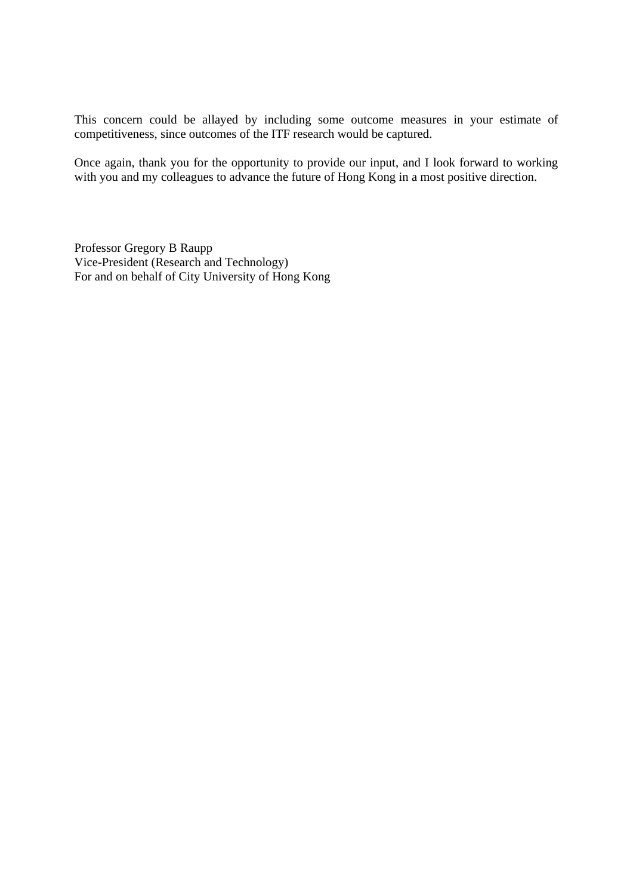This concern could be allayed by including some outcome measures in your estimate of competitiveness, since outcomes of the ITF research would be captured.

Once again, thank you for the opportunity to provide our input, and I look forward to working with you and my colleagues to advance the future of Hong Kong in a most positive direction.

Professor Gregory B Raupp  
Vice-President (Research and Technology)  
For and on behalf of City University of Hong Kong